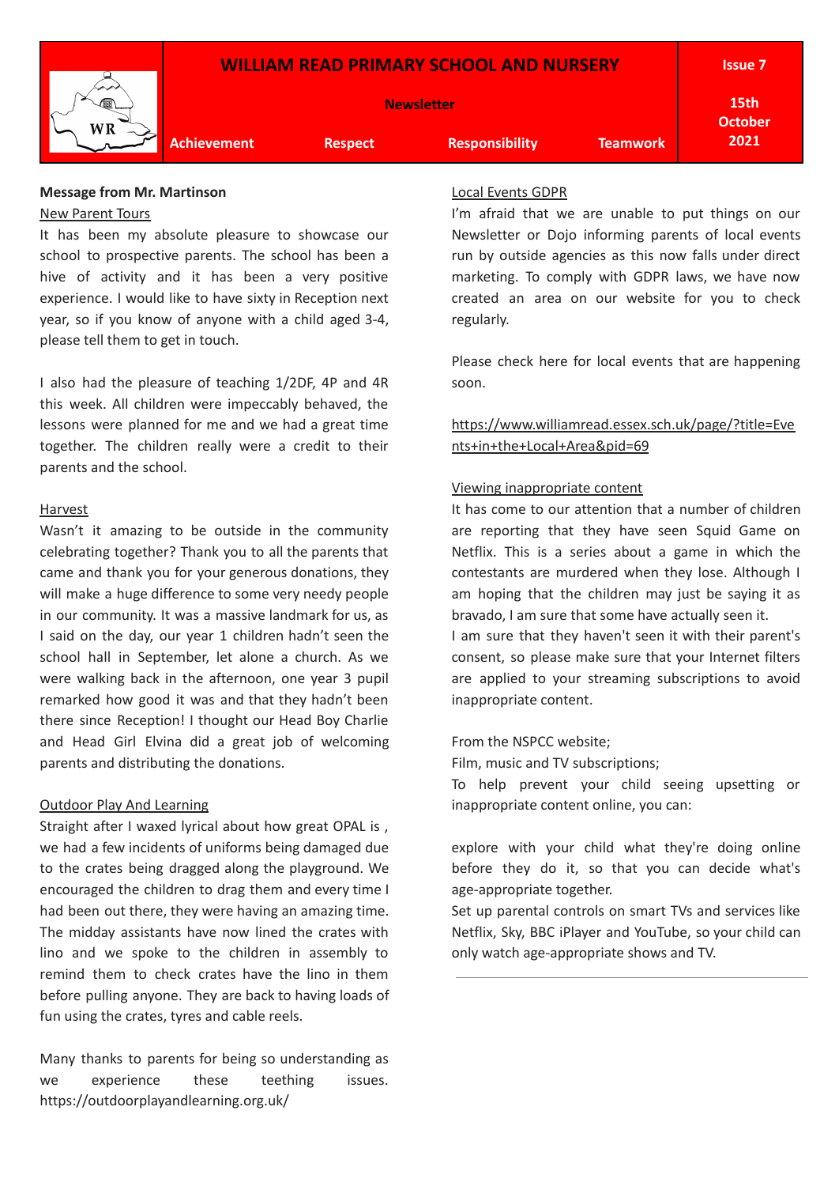# WILLIAM READ PRIMARY SCHOOL AND NURSERY

**Newsletter**

**Issue 7** | **15th October 2021**

**Achievement** | **Respect** | **Responsibility** | **Teamwork**

## Message from Mr. Martinson

### New Parent Tours

It has been my absolute pleasure to showcase our school to prospective parents. The school has been a hive of activity and it has been a very positive experience. I would like to have sixty in Reception next year, so if you know of anyone with a child aged 3-4, please tell them to get in touch.

I also had the pleasure of teaching 1/2DF, 4P and 4R this week. All children were impeccably behaved, the lessons were planned for me and we had a great time together. The children really were a credit to their parents and the school.

### Harvest

Wasn't it amazing to be outside in the community celebrating together? Thank you to all the parents that came and thank you for your generous donations, they will make a huge difference to some very needy people in our community. It was a massive landmark for us, as I said on the day, our year 1 children hadn't seen the school hall in September, let alone a church. As we were walking back in the afternoon, one year 3 pupil remarked how good it was and that they hadn't been there since Reception! I thought our Head Boy Charlie and Head Girl Elvina did a great job of welcoming parents and distributing the donations.

### Outdoor Play And Learning

Straight after I waxed lyrical about how great OPAL is , we had a few incidents of uniforms being damaged due to the crates being dragged along the playground. We encouraged the children to drag them and every time I had been out there, they were having an amazing time. The midday assistants have now lined the crates with lino and we spoke to the children in assembly to remind them to check crates have the lino in them before pulling anyone. They are back to having loads of fun using the crates, tyres and cable reels.

Many thanks to parents for being so understanding as we experience these teething issues. https://outdoorplayandlearning.org.uk/

### Local Events GDPR

I'm afraid that we are unable to put things on our Newsletter or Dojo informing parents of local events run by outside agencies as this now falls under direct marketing. To comply with GDPR laws, we have now created an area on our website for you to check regularly.

Please check here for local events that are happening soon.

https://www.williamread.essex.sch.uk/page/?title=Events+in+the+Local+Area&pid=69

### Viewing inappropriate content

It has come to our attention that a number of children are reporting that they have seen Squid Game on Netflix. This is a series about a game in which the contestants are murdered when they lose. Although I am hoping that the children may just be saying it as bravado, I am sure that some have actually seen it.

I am sure that they haven't seen it with their parent's consent, so please make sure that your Internet filters are applied to your streaming subscriptions to avoid inappropriate content.

From the NSPCC website;

Film, music and TV subscriptions;

To help prevent your child seeing upsetting or inappropriate content online, you can:

explore with your child what they're doing online before they do it, so that you can decide what's age-appropriate together.

Set up parental controls on smart TVs and services like Netflix, Sky, BBC iPlayer and YouTube, so your child can only watch age-appropriate shows and TV.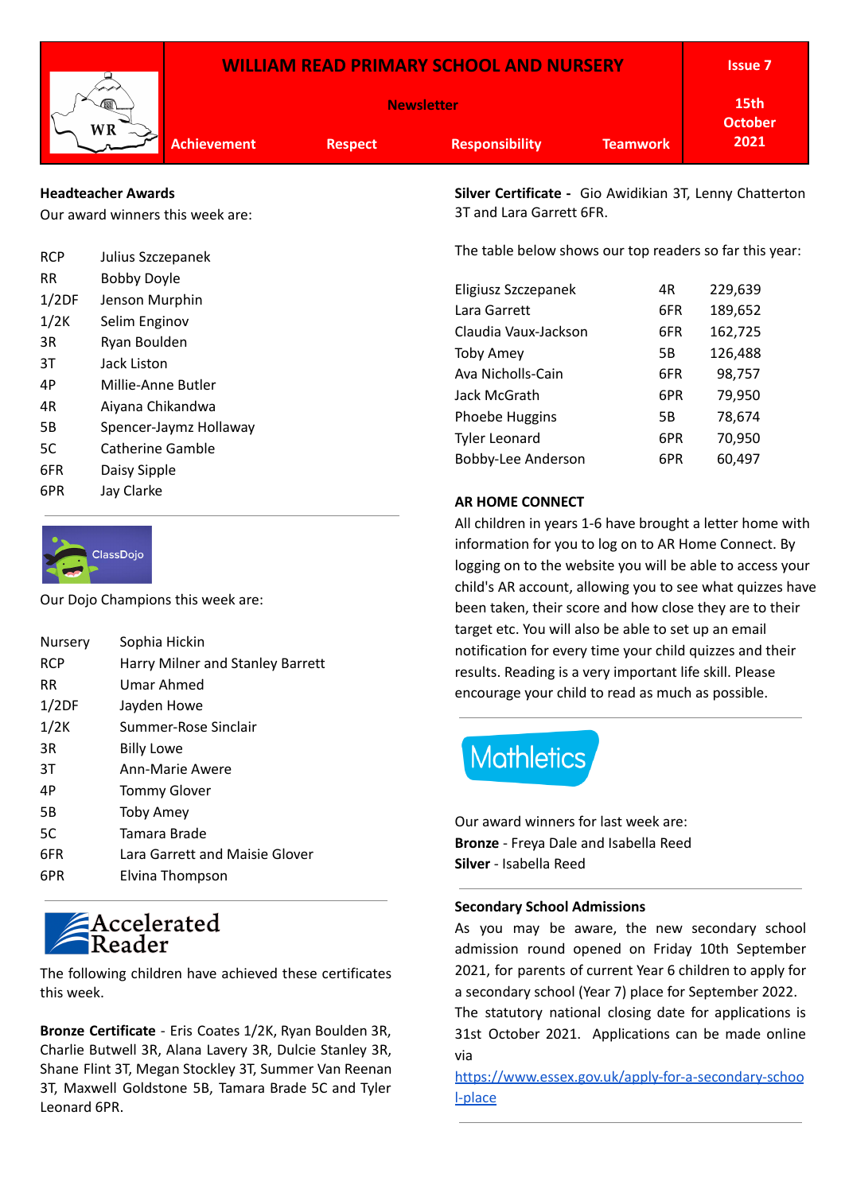# WILLIAM READ PRIMARY SCHOOL AND NURSERY

**Newsletter**

**Issue 7**

**15th October 2021**

**Achievement** | **Respect** | **Responsibility** | **Teamwork**

**Headteacher Awards**

Our award winners this week are:

| | |
|---|---|
| RCP | Julius Szczepanek |
| RR | Bobby Doyle |
| 1/2DF | Jenson Murphin |
| 1/2K | Selim Enginov |
| 3R | Ryan Boulden |
| 3T | Jack Liston |
| 4P | Millie-Anne Butler |
| 4R | Aiyana Chikandwa |
| 5B | Spencer-Jaymz Hollaway |
| 5C | Catherine Gamble |
| 6FR | Daisy Sipple |
| 6PR | Jay Clarke |

ClassDojo

Our Dojo Champions this week are:

| | |
|---|---|
| Nursery | Sophia Hickin |
| RCP | Harry Milner and Stanley Barrett |
| RR | Umar Ahmed |
| 1/2DF | Jayden Howe |
| 1/2K | Summer-Rose Sinclair |
| 3R | Billy Lowe |
| 3T | Ann-Marie Awere |
| 4P | Tommy Glover |
| 5B | Toby Amey |
| 5C | Tamara Brade |
| 6FR | Lara Garrett and Maisie Glover |
| 6PR | Elvina Thompson |

Accelerated Reader

The following children have achieved these certificates this week.

**Bronze Certificate** - Eris Coates 1/2K, Ryan Boulden 3R, Charlie Butwell 3R, Alana Lavery 3R, Dulcie Stanley 3R, Shane Flint 3T, Megan Stockley 3T, Summer Van Reenan 3T, Maxwell Goldstone 5B, Tamara Brade 5C and Tyler Leonard 6PR.

**Silver Certificate** - Gio Awidikian 3T, Lenny Chatterton 3T and Lara Garrett 6FR.

The table below shows our top readers so far this year:

| | | |
|---|---|---|
| Eligiusz Szczepanek | 4R | 229,639 |
| Lara Garrett | 6FR | 189,652 |
| Claudia Vaux-Jackson | 6FR | 162,725 |
| Toby Amey | 5B | 126,488 |
| Ava Nicholls-Cain | 6FR | 98,757 |
| Jack McGrath | 6PR | 79,950 |
| Phoebe Huggins | 5B | 78,674 |
| Tyler Leonard | 6PR | 70,950 |
| Bobby-Lee Anderson | 6PR | 60,497 |

**AR HOME CONNECT**

All children in years 1-6 have brought a letter home with information for you to log on to AR Home Connect. By logging on to the website you will be able to access your child's AR account, allowing you to see what quizzes have been taken, their score and how close they are to their target etc. You will also be able to set up an email notification for every time your child quizzes and their results. Reading is a very important life skill. Please encourage your child to read as much as possible.

Mathletics

Our award winners for last week are:

**Bronze** - Freya Dale and Isabella Reed

**Silver** - Isabella Reed

**Secondary School Admissions**

As you may be aware, the new secondary school admission round opened on Friday 10th September 2021, for parents of current Year 6 children to apply for a secondary school (Year 7) place for September 2022. The statutory national closing date for applications is 31st October 2021. Applications can be made online via [https://www.essex.gov.uk/apply-for-a-secondary-school-place](https://www.essex.gov.uk/apply-for-a-secondary-school-place)